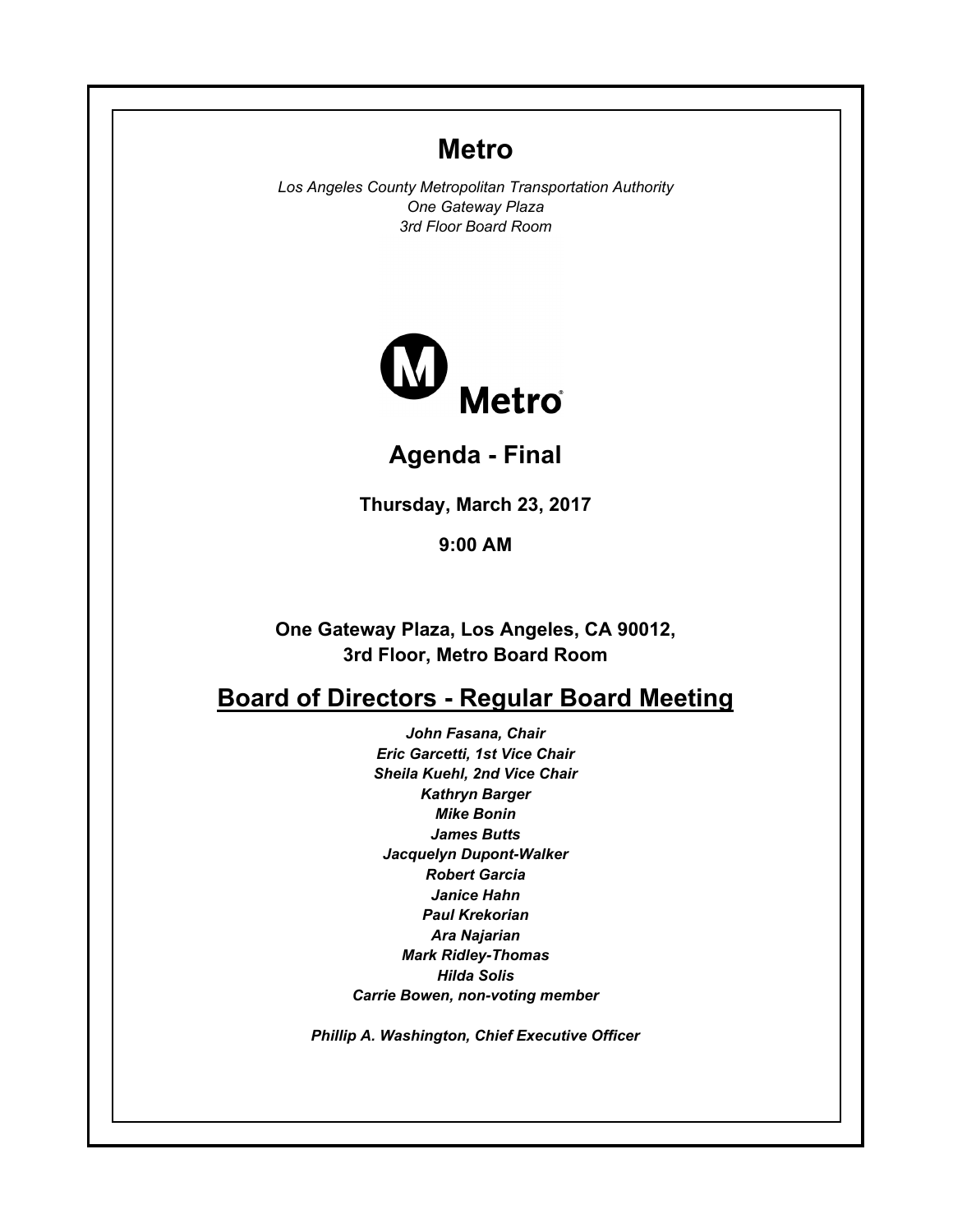# Metro

*Los Angeles County Metropolitan Transportation Authority*
*One Gateway Plaza*
*3rd Floor Board Room*

Metro

## Agenda - Final

**Thursday, March 23, 2017**

**9:00 AM**

**One Gateway Plaza, Los Angeles, CA 90012,**
**3rd Floor, Metro Board Room**

## Board of Directors - Regular Board Meeting

***John Fasana, Chair***
***Eric Garcetti, 1st Vice Chair***
***Sheila Kuehl, 2nd Vice Chair***
***Kathryn Barger***
***Mike Bonin***
***James Butts***
***Jacquelyn Dupont-Walker***
***Robert Garcia***
***Janice Hahn***
***Paul Krekorian***
***Ara Najarian***
***Mark Ridley-Thomas***
***Hilda Solis***
***Carrie Bowen, non-voting member***

***Phillip A. Washington, Chief Executive Officer***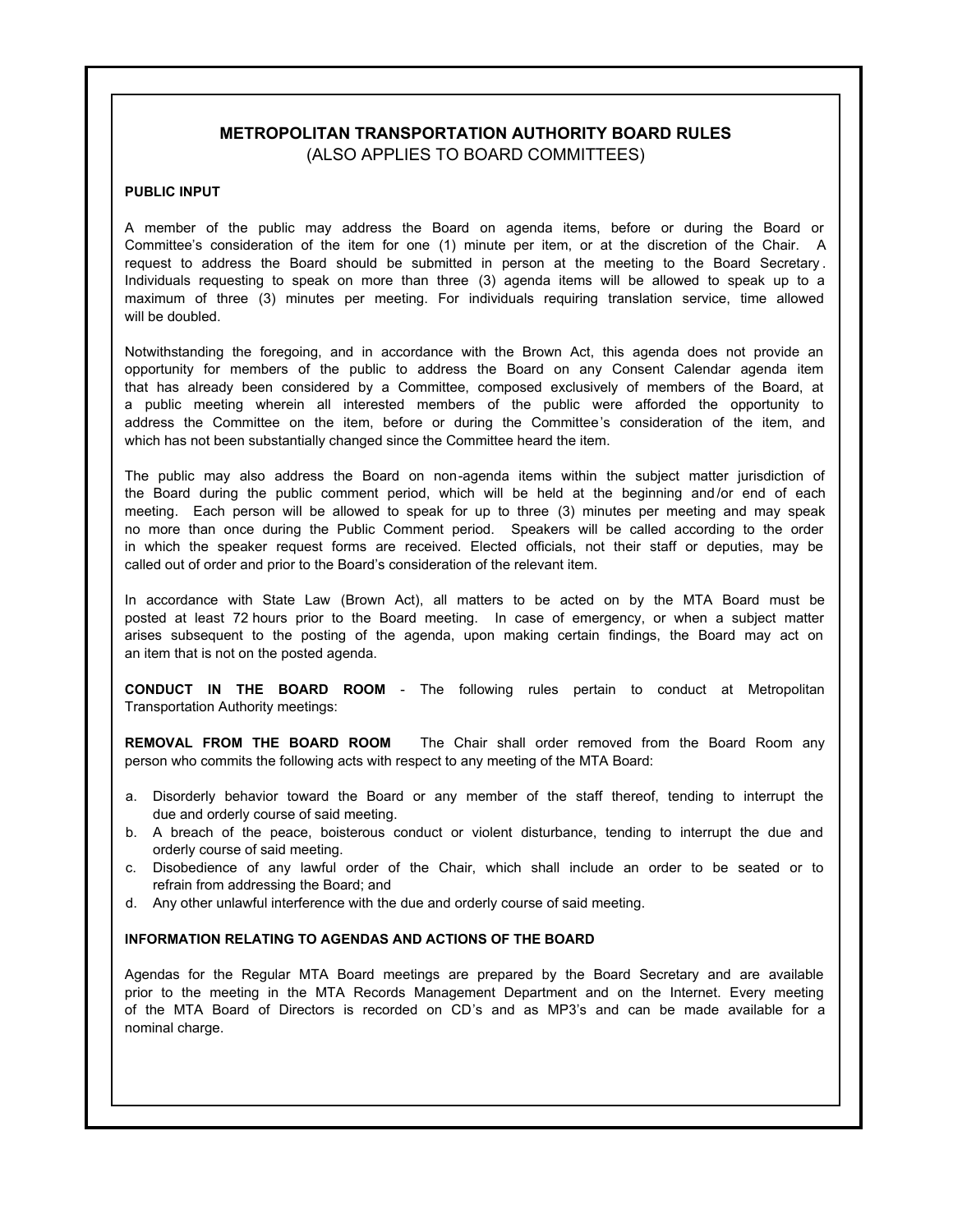## METROPOLITAN TRANSPORTATION AUTHORITY BOARD RULES
(ALSO APPLIES TO BOARD COMMITTEES)

**PUBLIC INPUT**

A member of the public may address the Board on agenda items, before or during the Board or Committee's consideration of the item for one (1) minute per item, or at the discretion of the Chair. A request to address the Board should be submitted in person at the meeting to the Board Secretary. Individuals requesting to speak on more than three (3) agenda items will be allowed to speak up to a maximum of three (3) minutes per meeting. For individuals requiring translation service, time allowed will be doubled.

Notwithstanding the foregoing, and in accordance with the Brown Act, this agenda does not provide an opportunity for members of the public to address the Board on any Consent Calendar agenda item that has already been considered by a Committee, composed exclusively of members of the Board, at a public meeting wherein all interested members of the public were afforded the opportunity to address the Committee on the item, before or during the Committee's consideration of the item, and which has not been substantially changed since the Committee heard the item.

The public may also address the Board on non-agenda items within the subject matter jurisdiction of the Board during the public comment period, which will be held at the beginning and/or end of each meeting. Each person will be allowed to speak for up to three (3) minutes per meeting and may speak no more than once during the Public Comment period. Speakers will be called according to the order in which the speaker request forms are received. Elected officials, not their staff or deputies, may be called out of order and prior to the Board's consideration of the relevant item.

In accordance with State Law (Brown Act), all matters to be acted on by the MTA Board must be posted at least 72 hours prior to the Board meeting. In case of emergency, or when a subject matter arises subsequent to the posting of the agenda, upon making certain findings, the Board may act on an item that is not on the posted agenda.

**CONDUCT IN THE BOARD ROOM** - The following rules pertain to conduct at Metropolitan Transportation Authority meetings:

**REMOVAL FROM THE BOARD ROOM** The Chair shall order removed from the Board Room any person who commits the following acts with respect to any meeting of the MTA Board:

a. Disorderly behavior toward the Board or any member of the staff thereof, tending to interrupt the due and orderly course of said meeting.
b. A breach of the peace, boisterous conduct or violent disturbance, tending to interrupt the due and orderly course of said meeting.
c. Disobedience of any lawful order of the Chair, which shall include an order to be seated or to refrain from addressing the Board; and
d. Any other unlawful interference with the due and orderly course of said meeting.

**INFORMATION RELATING TO AGENDAS AND ACTIONS OF THE BOARD**

Agendas for the Regular MTA Board meetings are prepared by the Board Secretary and are available prior to the meeting in the MTA Records Management Department and on the Internet. Every meeting of the MTA Board of Directors is recorded on CD's and as MP3's and can be made available for a nominal charge.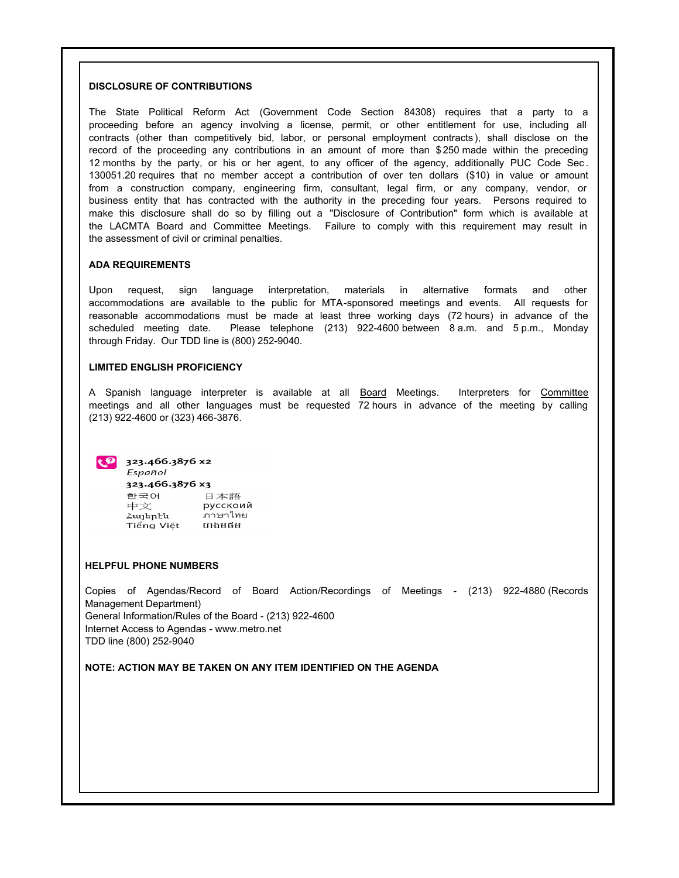**DISCLOSURE OF CONTRIBUTIONS**

The State Political Reform Act (Government Code Section 84308) requires that a party to a proceeding before an agency involving a license, permit, or other entitlement for use, including all contracts (other than competitively bid, labor, or personal employment contracts), shall disclose on the record of the proceeding any contributions in an amount of more than $250 made within the preceding 12 months by the party, or his or her agent, to any officer of the agency, additionally PUC Code Sec. 130051.20 requires that no member accept a contribution of over ten dollars ($10) in value or amount from a construction company, engineering firm, consultant, legal firm, or any company, vendor, or business entity that has contracted with the authority in the preceding four years. Persons required to make this disclosure shall do so by filling out a "Disclosure of Contribution" form which is available at the LACMTA Board and Committee Meetings. Failure to comply with this requirement may result in the assessment of civil or criminal penalties.

**ADA REQUIREMENTS**

Upon request, sign language interpretation, materials in alternative formats and other accommodations are available to the public for MTA-sponsored meetings and events. All requests for reasonable accommodations must be made at least three working days (72 hours) in advance of the scheduled meeting date. Please telephone (213) 922-4600 between 8 a.m. and 5 p.m., Monday through Friday. Our TDD line is (800) 252-9040.

**LIMITED ENGLISH PROFICIENCY**

A Spanish language interpreter is available at all Board Meetings. Interpreters for Committee meetings and all other languages must be requested 72 hours in advance of the meeting by calling (213) 922-4600 or (323) 466-3876.

**323.466.3876 x2**
*Español*
**323.466.3876 x3**
한국어 日本語
中文 русскоий
Հայերէն ภาษาไทย
Tiếng Việt ហ្គូម៉ែរ

**HELPFUL PHONE NUMBERS**

Copies of Agendas/Record of Board Action/Recordings of Meetings - (213) 922-4880 (Records Management Department)
General Information/Rules of the Board - (213) 922-4600
Internet Access to Agendas - www.metro.net
TDD line (800) 252-9040

**NOTE: ACTION MAY BE TAKEN ON ANY ITEM IDENTIFIED ON THE AGENDA**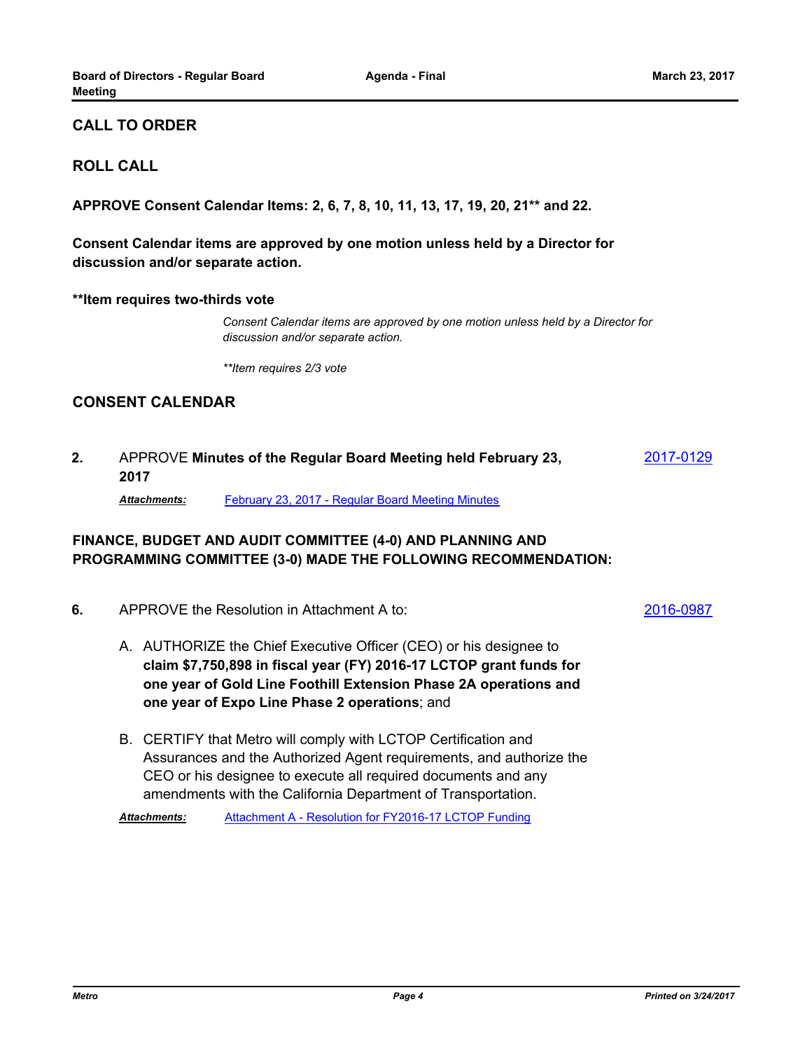## CALL TO ORDER

## ROLL CALL

**APPROVE Consent Calendar Items: 2, 6, 7, 8, 10, 11, 13, 17, 19, 20, 21** and 22.**

**Consent Calendar items are approved by one motion unless held by a Director for discussion and/or separate action.**

****Item requires two-thirds vote**

*Consent Calendar items are approved by one motion unless held by a Director for discussion and/or separate action.*

***\*Item requires 2/3 vote*

## CONSENT CALENDAR

**2.** APPROVE **Minutes of the Regular Board Meeting held February 23, 2017** — 2017-0129

***Attachments:*** February 23, 2017 - Regular Board Meeting Minutes

**FINANCE, BUDGET AND AUDIT COMMITTEE (4-0) AND PLANNING AND PROGRAMMING COMMITTEE (3-0) MADE THE FOLLOWING RECOMMENDATION:**

**6.** APPROVE the Resolution in Attachment A to: — 2016-0987

A. AUTHORIZE the Chief Executive Officer (CEO) or his designee to **claim $7,750,898 in fiscal year (FY) 2016-17 LCTOP grant funds for one year of Gold Line Foothill Extension Phase 2A operations and one year of Expo Line Phase 2 operations**; and

B. CERTIFY that Metro will comply with LCTOP Certification and Assurances and the Authorized Agent requirements, and authorize the CEO or his designee to execute all required documents and any amendments with the California Department of Transportation.

***Attachments:*** Attachment A - Resolution for FY2016-17 LCTOP Funding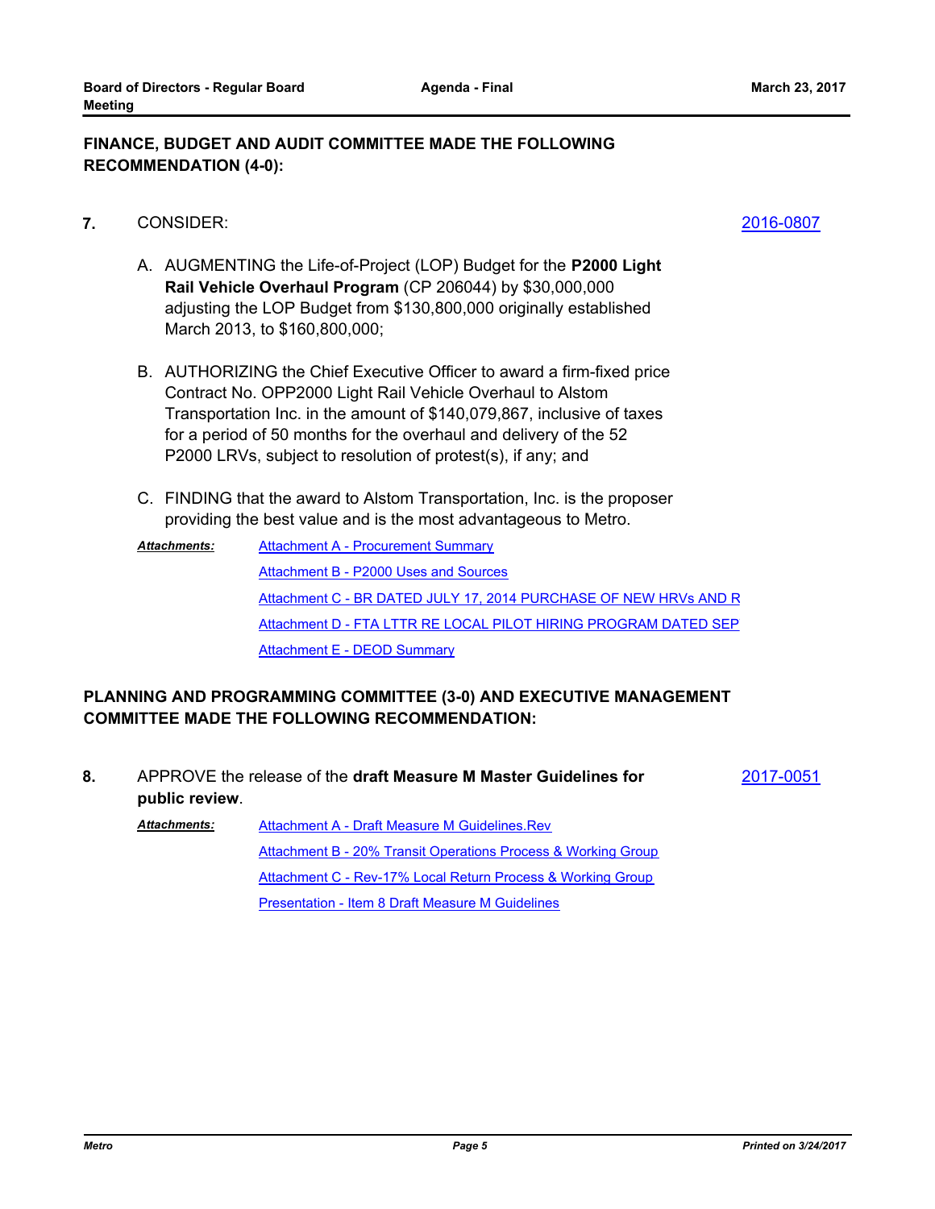**FINANCE, BUDGET AND AUDIT COMMITTEE MADE THE FOLLOWING RECOMMENDATION (4-0):**

**7.** CONSIDER: 2016-0807

A. AUGMENTING the Life-of-Project (LOP) Budget for the **P2000 Light Rail Vehicle Overhaul Program** (CP 206044) by $30,000,000 adjusting the LOP Budget from $130,800,000 originally established March 2013, to $160,800,000;

B. AUTHORIZING the Chief Executive Officer to award a firm-fixed price Contract No. OPP2000 Light Rail Vehicle Overhaul to Alstom Transportation Inc. in the amount of $140,079,867, inclusive of taxes for a period of 50 months for the overhaul and delivery of the 52 P2000 LRVs, subject to resolution of protest(s), if any; and

C. FINDING that the award to Alstom Transportation, Inc. is the proposer providing the best value and is the most advantageous to Metro.

***Attachments:***
Attachment A - Procurement Summary
Attachment B - P2000 Uses and Sources
Attachment C - BR DATED JULY 17, 2014 PURCHASE OF NEW HRVs AND R
Attachment D - FTA LTTR RE LOCAL PILOT HIRING PROGRAM DATED SEP
Attachment E - DEOD Summary

**PLANNING AND PROGRAMMING COMMITTEE (3-0) AND EXECUTIVE MANAGEMENT COMMITTEE MADE THE FOLLOWING RECOMMENDATION:**

**8.** APPROVE the release of the **draft Measure M Master Guidelines for public review**. 2017-0051

***Attachments:***
Attachment A - Draft Measure M Guidelines.Rev
Attachment B - 20% Transit Operations Process & Working Group
Attachment C - Rev-17% Local Return Process & Working Group
Presentation - Item 8 Draft Measure M Guidelines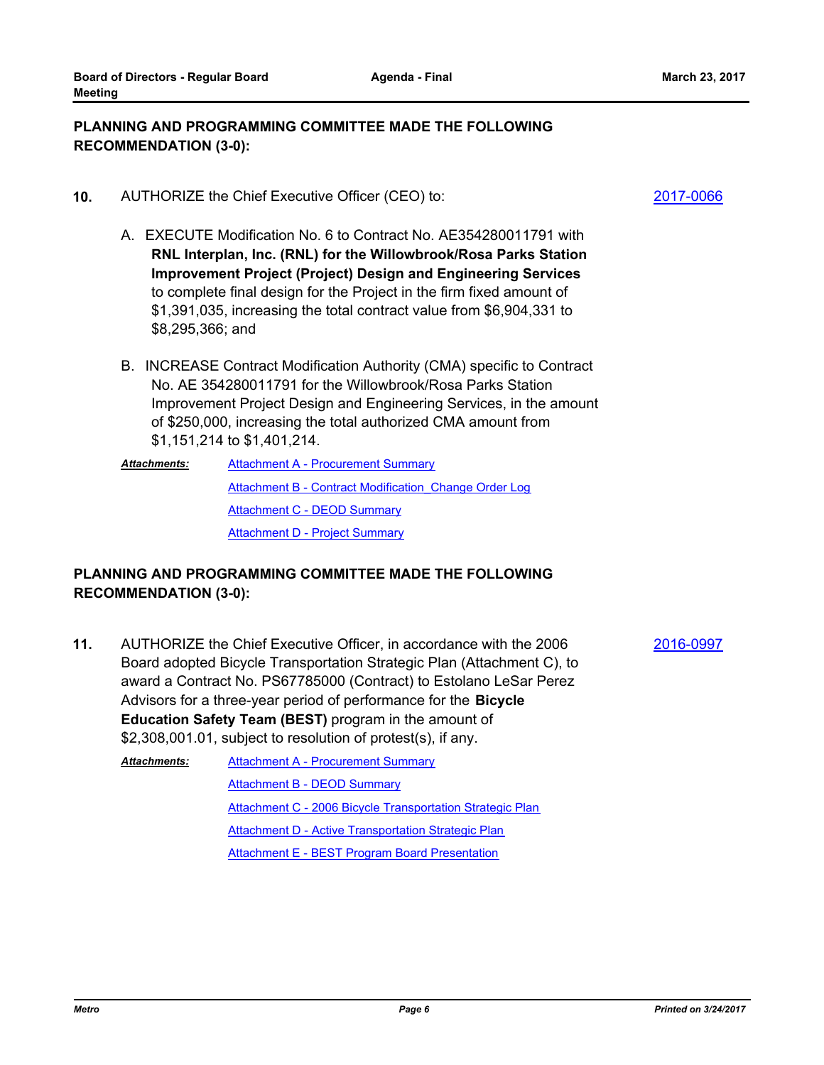**PLANNING AND PROGRAMMING COMMITTEE MADE THE FOLLOWING RECOMMENDATION (3-0):**

**10.** AUTHORIZE the Chief Executive Officer (CEO) to: [2017-0066]

A. EXECUTE Modification No. 6 to Contract No. AE354280011791 with **RNL Interplan, Inc. (RNL) for the Willowbrook/Rosa Parks Station Improvement Project (Project) Design and Engineering Services** to complete final design for the Project in the firm fixed amount of $1,391,035, increasing the total contract value from $6,904,331 to $8,295,366; and

B. INCREASE Contract Modification Authority (CMA) specific to Contract No. AE 354280011791 for the Willowbrook/Rosa Parks Station Improvement Project Design and Engineering Services, in the amount of $250,000, increasing the total authorized CMA amount from $1,151,214 to $1,401,214.

***Attachments:***
- Attachment A - Procurement Summary
- Attachment B - Contract Modification_Change Order Log
- Attachment C - DEOD Summary
- Attachment D - Project Summary

**PLANNING AND PROGRAMMING COMMITTEE MADE THE FOLLOWING RECOMMENDATION (3-0):**

**11.** AUTHORIZE the Chief Executive Officer, in accordance with the 2006 Board adopted Bicycle Transportation Strategic Plan (Attachment C), to award a Contract No. PS67785000 (Contract) to Estolano LeSar Perez Advisors for a three-year period of performance for the **Bicycle Education Safety Team (BEST)** program in the amount of $2,308,001.01, subject to resolution of protest(s), if any. [2016-0997]

***Attachments:***
- Attachment A - Procurement Summary
- Attachment B - DEOD Summary
- Attachment C - 2006 Bicycle Transportation Strategic Plan
- Attachment D - Active Transportation Strategic Plan
- Attachment E - BEST Program Board Presentation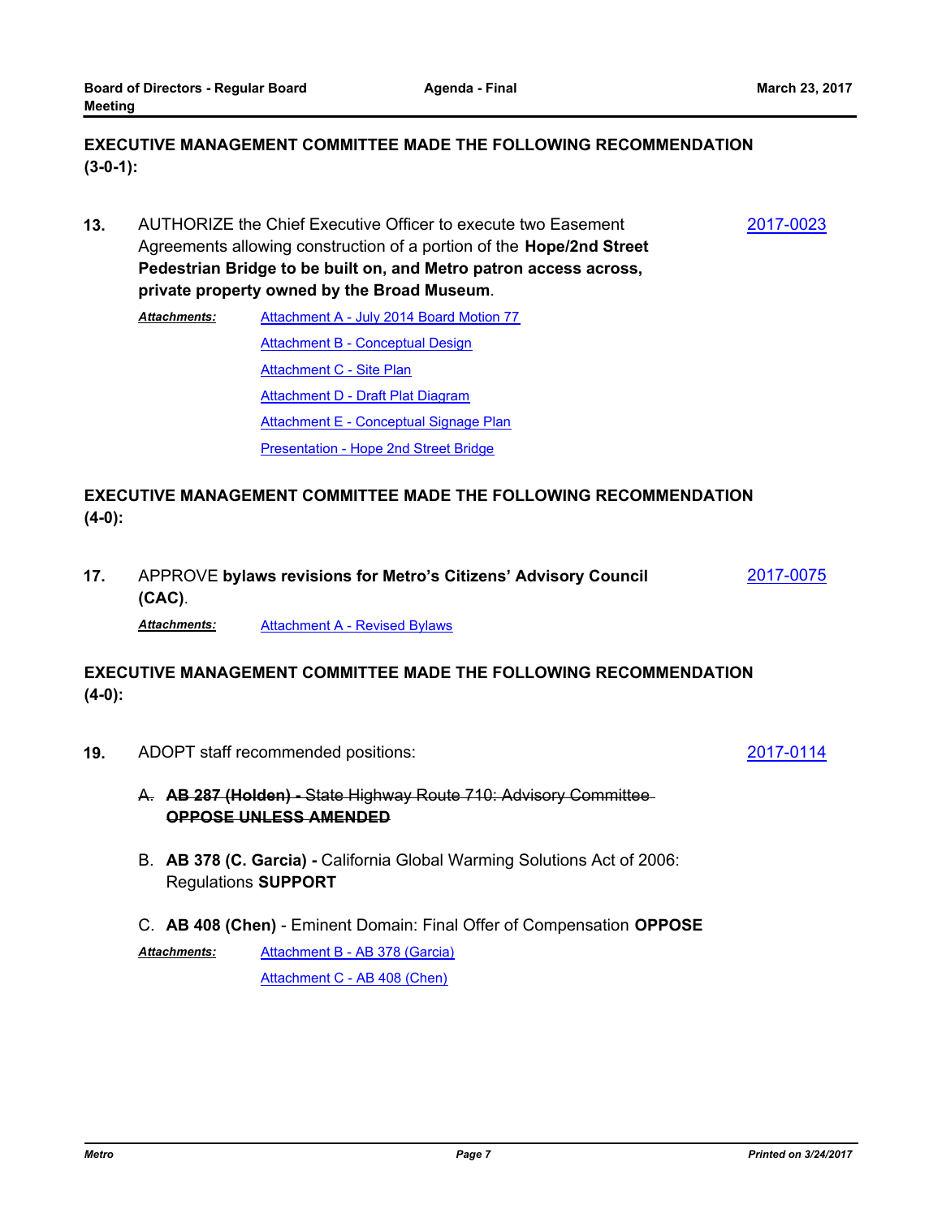**EXECUTIVE MANAGEMENT COMMITTEE MADE THE FOLLOWING RECOMMENDATION (3-0-1):**

**13.** AUTHORIZE the Chief Executive Officer to execute two Easement Agreements allowing construction of a portion of the **Hope/2nd Street Pedestrian Bridge to be built on, and Metro patron access across, private property owned by the Broad Museum**. [2017-0023]

*Attachments:*
- Attachment A - July 2014 Board Motion 77
- Attachment B - Conceptual Design
- Attachment C - Site Plan
- Attachment D - Draft Plat Diagram
- Attachment E - Conceptual Signage Plan
- Presentation - Hope 2nd Street Bridge

**EXECUTIVE MANAGEMENT COMMITTEE MADE THE FOLLOWING RECOMMENDATION (4-0):**

**17.** APPROVE **bylaws revisions for Metro's Citizens' Advisory Council (CAC)**. [2017-0075]

*Attachments:*
- Attachment A - Revised Bylaws

**EXECUTIVE MANAGEMENT COMMITTEE MADE THE FOLLOWING RECOMMENDATION (4-0):**

**19.** ADOPT staff recommended positions: [2017-0114]

A. ~~**AB 287 (Holden) -** State Highway Route 710: Advisory Committee **OPPOSE UNLESS AMENDED**~~

B. **AB 378 (C. Garcia) -** California Global Warming Solutions Act of 2006: Regulations **SUPPORT**

C. **AB 408 (Chen)** - Eminent Domain: Final Offer of Compensation **OPPOSE**

*Attachments:*
- Attachment B - AB 378 (Garcia)
- Attachment C - AB 408 (Chen)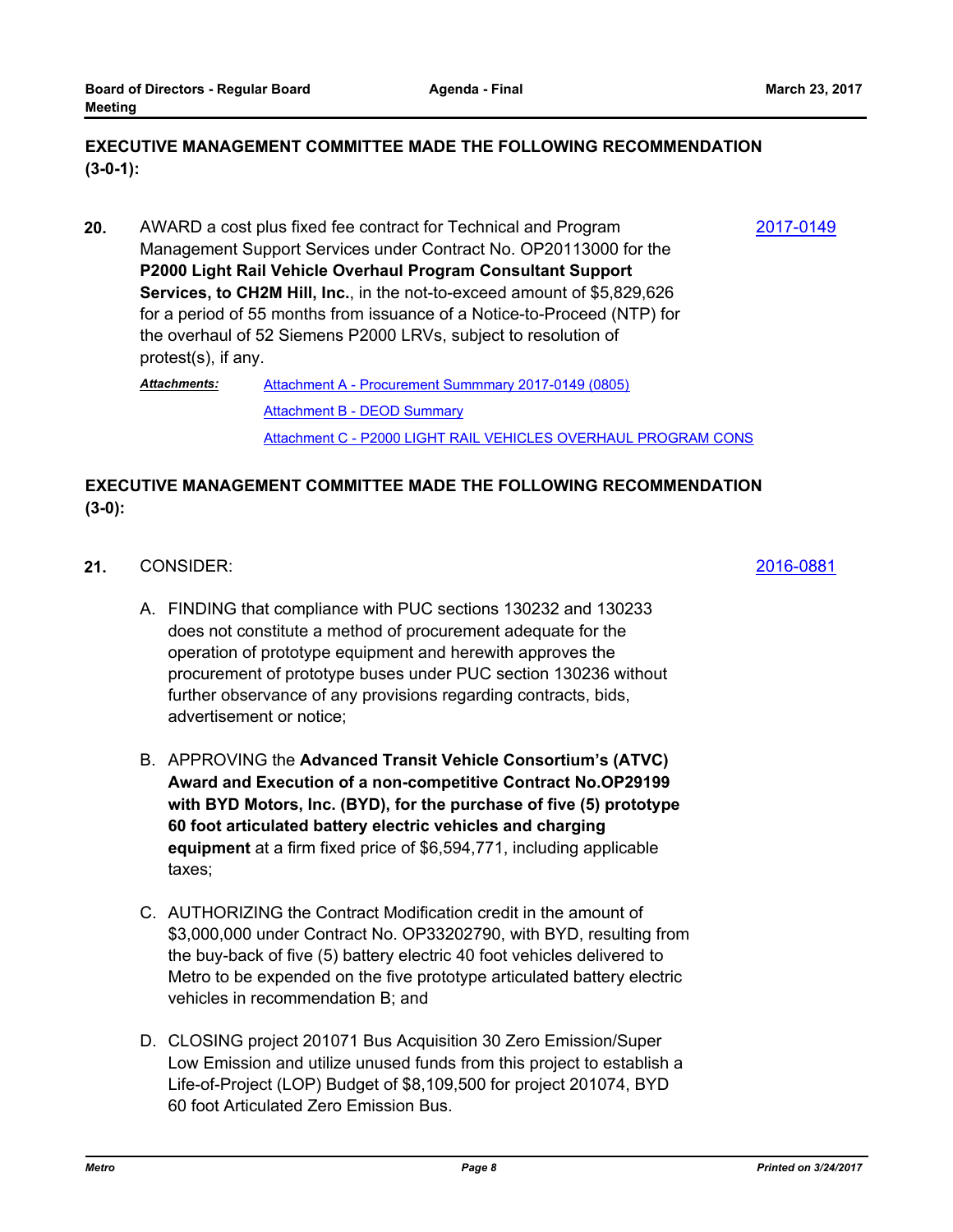**EXECUTIVE MANAGEMENT COMMITTEE MADE THE FOLLOWING RECOMMENDATION (3-0-1):**

**20.** AWARD a cost plus fixed fee contract for Technical and Program Management Support Services under Contract No. OP20113000 for the **P2000 Light Rail Vehicle Overhaul Program Consultant Support Services, to CH2M Hill, Inc.**, in the not-to-exceed amount of $5,829,626 for a period of 55 months from issuance of a Notice-to-Proceed (NTP) for the overhaul of 52 Siemens P2000 LRVs, subject to resolution of protest(s), if any. [2017-0149](2017-0149)

*Attachments:* [Attachment A - Procurement Summmary 2017-0149 (0805)](Attachment A - Procurement Summmary 2017-0149 (0805))
[Attachment B - DEOD Summary](Attachment B - DEOD Summary)
[Attachment C - P2000 LIGHT RAIL VEHICLES OVERHAUL PROGRAM CONS](Attachment C - P2000 LIGHT RAIL VEHICLES OVERHAUL PROGRAM CONS)

**EXECUTIVE MANAGEMENT COMMITTEE MADE THE FOLLOWING RECOMMENDATION (3-0):**

**21.** CONSIDER: [2016-0881](2016-0881)

A. FINDING that compliance with PUC sections 130232 and 130233 does not constitute a method of procurement adequate for the operation of prototype equipment and herewith approves the procurement of prototype buses under PUC section 130236 without further observance of any provisions regarding contracts, bids, advertisement or notice;

B. APPROVING the **Advanced Transit Vehicle Consortium's (ATVC) Award and Execution of a non-competitive Contract No.OP29199 with BYD Motors, Inc. (BYD), for the purchase of five (5) prototype 60 foot articulated battery electric vehicles and charging equipment** at a firm fixed price of $6,594,771, including applicable taxes;

C. AUTHORIZING the Contract Modification credit in the amount of $3,000,000 under Contract No. OP33202790, with BYD, resulting from the buy-back of five (5) battery electric 40 foot vehicles delivered to Metro to be expended on the five prototype articulated battery electric vehicles in recommendation B; and

D. CLOSING project 201071 Bus Acquisition 30 Zero Emission/Super Low Emission and utilize unused funds from this project to establish a Life-of-Project (LOP) Budget of $8,109,500 for project 201074, BYD 60 foot Articulated Zero Emission Bus.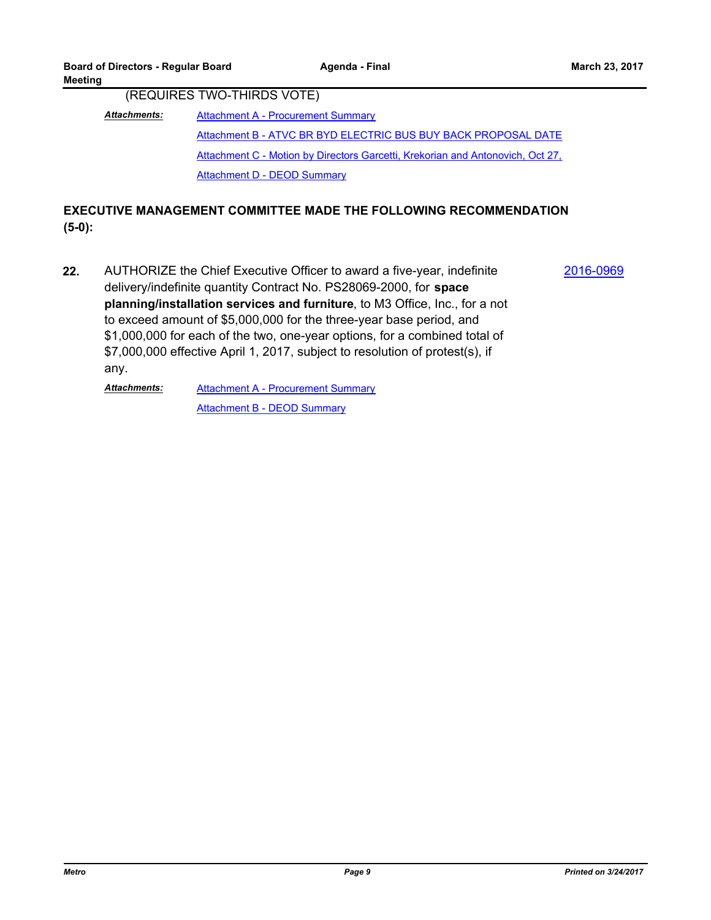(REQUIRES TWO-THIRDS VOTE)

***Attachments:***
Attachment A - Procurement Summary
Attachment B - ATVC BR BYD ELECTRIC BUS BUY BACK PROPOSAL DATE
Attachment C - Motion by Directors Garcetti, Krekorian and Antonovich, Oct 27,
Attachment D - DEOD Summary

## EXECUTIVE MANAGEMENT COMMITTEE MADE THE FOLLOWING RECOMMENDATION (5-0):

**22.** AUTHORIZE the Chief Executive Officer to award a five-year, indefinite delivery/indefinite quantity Contract No. PS28069-2000, for **space planning/installation services and furniture**, to M3 Office, Inc., for a not to exceed amount of $5,000,000 for the three-year base period, and $1,000,000 for each of the two, one-year options, for a combined total of $7,000,000 effective April 1, 2017, subject to resolution of protest(s), if any.

2016-0969

***Attachments:***
Attachment A - Procurement Summary
Attachment B - DEOD Summary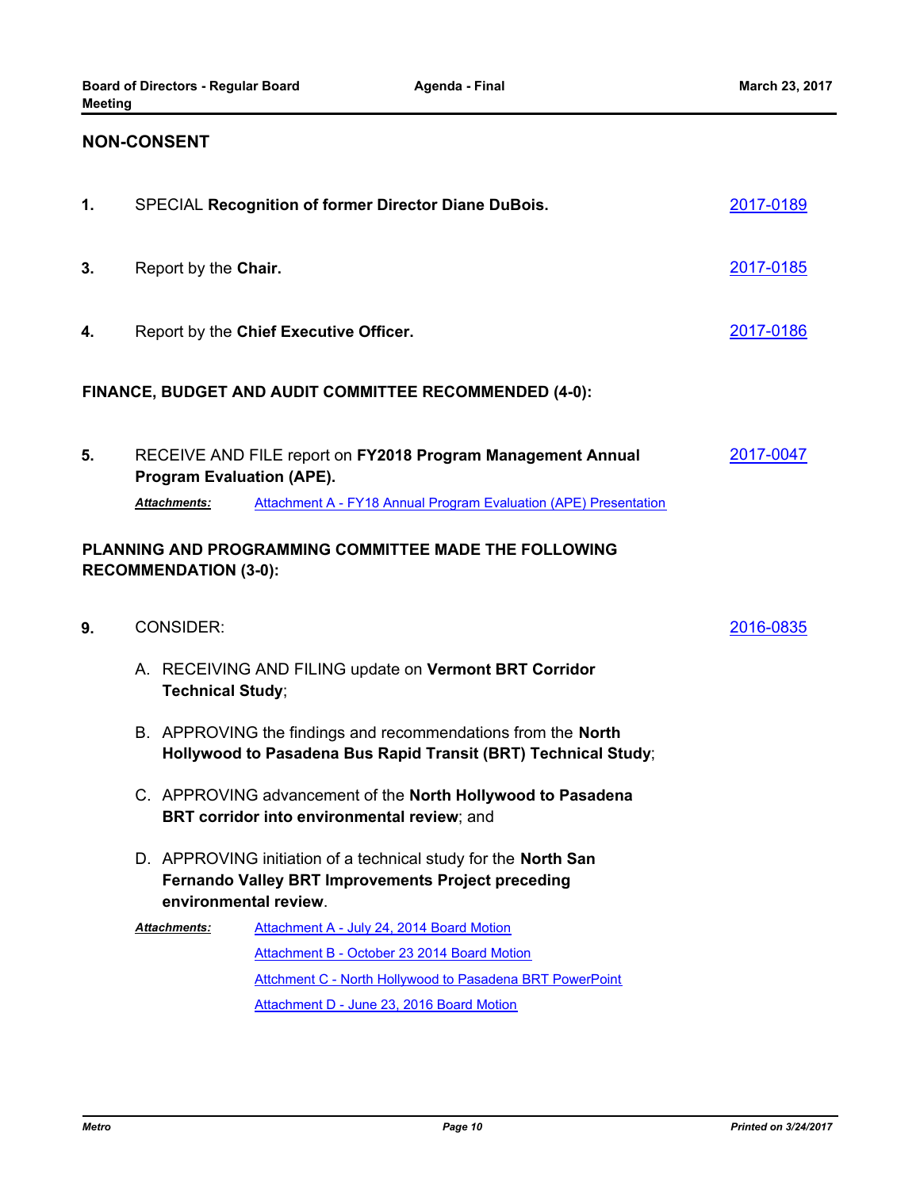## NON-CONSENT

**1.** SPECIAL **Recognition of former Director Diane DuBois.** 2017-0189

**3.** Report by the **Chair.** 2017-0185

**4.** Report by the **Chief Executive Officer.** 2017-0186

### FINANCE, BUDGET AND AUDIT COMMITTEE RECOMMENDED (4-0):

**5.** RECEIVE AND FILE report on **FY2018 Program Management Annual Program Evaluation (APE).** 2017-0047

***Attachments:*** Attachment A - FY18 Annual Program Evaluation (APE) Presentation

### PLANNING AND PROGRAMMING COMMITTEE MADE THE FOLLOWING RECOMMENDATION (3-0):

**9.** CONSIDER: 2016-0835

A. RECEIVING AND FILING update on **Vermont BRT Corridor Technical Study**;

B. APPROVING the findings and recommendations from the **North Hollywood to Pasadena Bus Rapid Transit (BRT) Technical Study**;

C. APPROVING advancement of the **North Hollywood to Pasadena BRT corridor into environmental review**; and

D. APPROVING initiation of a technical study for the **North San Fernando Valley BRT Improvements Project preceding environmental review**.

***Attachments:***
- Attachment A - July 24, 2014 Board Motion
- Attachment B - October 23 2014 Board Motion
- Attchment C - North Hollywood to Pasadena BRT PowerPoint
- Attachment D - June 23, 2016 Board Motion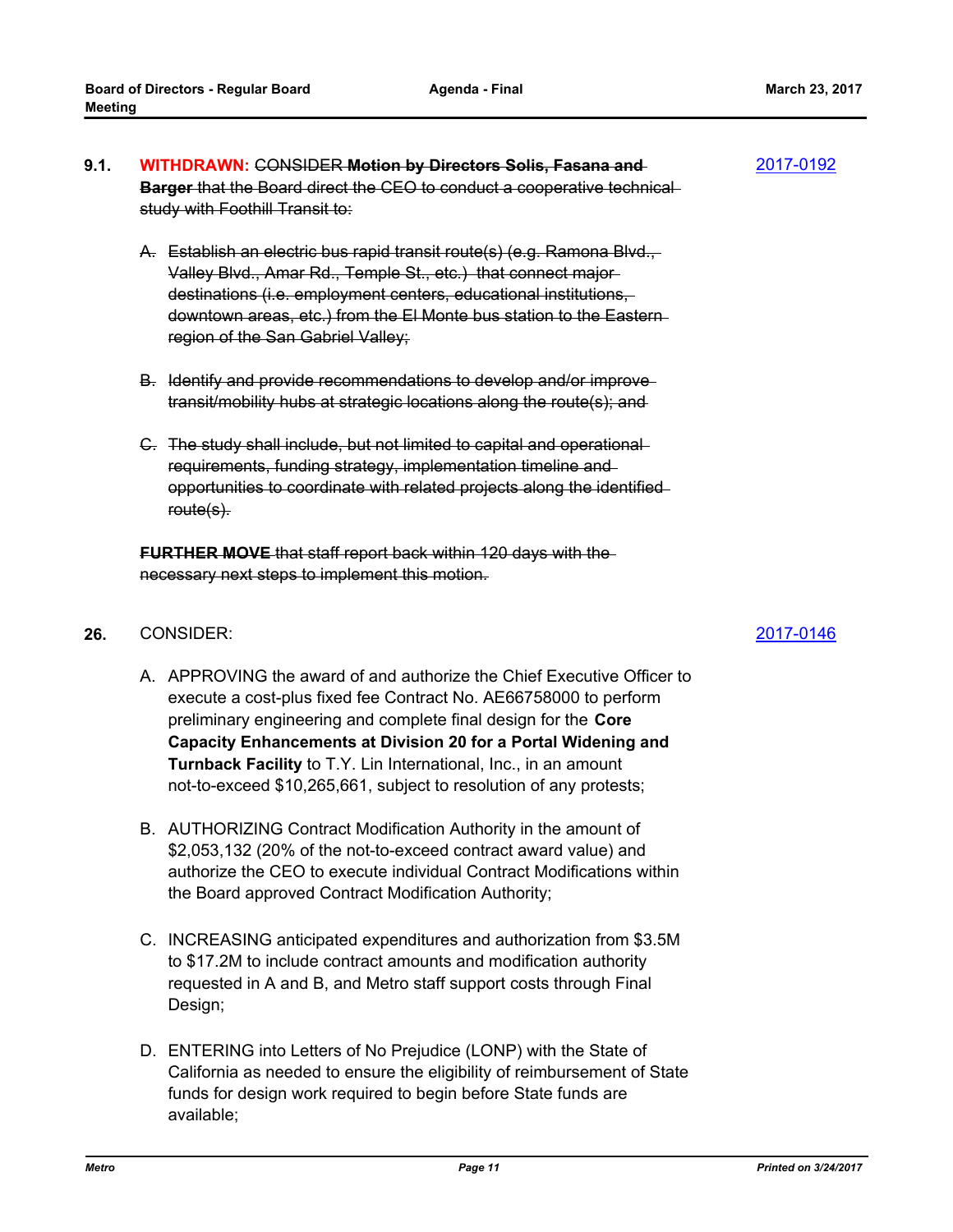**9.1.** **WITHDRAWN:** ~~CONSIDER **Motion by Directors Solis, Fasana and Barger** that the Board direct the CEO to conduct a cooperative technical study with Foothill Transit to:~~ [2017-0192]

~~A. Establish an electric bus rapid transit route(s) (e.g. Ramona Blvd., Valley Blvd., Amar Rd., Temple St., etc.) that connect major destinations (i.e. employment centers, educational institutions, downtown areas, etc.) from the El Monte bus station to the Eastern region of the San Gabriel Valley;~~

~~B. Identify and provide recommendations to develop and/or improve transit/mobility hubs at strategic locations along the route(s); and~~

~~C. The study shall include, but not limited to capital and operational requirements, funding strategy, implementation timeline and opportunities to coordinate with related projects along the identified route(s).~~

~~**FURTHER MOVE** that staff report back within 120 days with the necessary next steps to implement this motion.~~

**26.** CONSIDER: [2017-0146]

A. APPROVING the award of and authorize the Chief Executive Officer to execute a cost-plus fixed fee Contract No. AE66758000 to perform preliminary engineering and complete final design for the **Core Capacity Enhancements at Division 20 for a Portal Widening and Turnback Facility** to T.Y. Lin International, Inc., in an amount not-to-exceed $10,265,661, subject to resolution of any protests;

B. AUTHORIZING Contract Modification Authority in the amount of $2,053,132 (20% of the not-to-exceed contract award value) and authorize the CEO to execute individual Contract Modifications within the Board approved Contract Modification Authority;

C. INCREASING anticipated expenditures and authorization from $3.5M to $17.2M to include contract amounts and modification authority requested in A and B, and Metro staff support costs through Final Design;

D. ENTERING into Letters of No Prejudice (LONP) with the State of California as needed to ensure the eligibility of reimbursement of State funds for design work required to begin before State funds are available;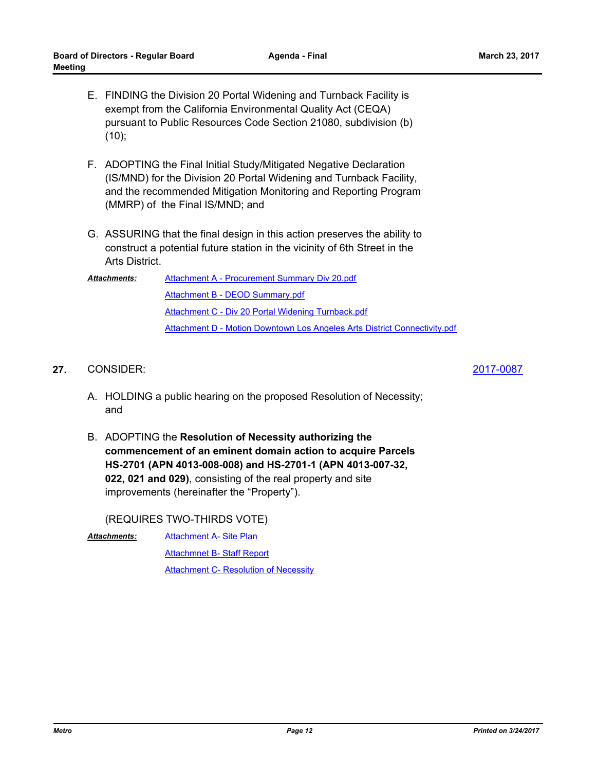E. FINDING the Division 20 Portal Widening and Turnback Facility is exempt from the California Environmental Quality Act (CEQA) pursuant to Public Resources Code Section 21080, subdivision (b)(10);

F. ADOPTING the Final Initial Study/Mitigated Negative Declaration (IS/MND) for the Division 20 Portal Widening and Turnback Facility, and the recommended Mitigation Monitoring and Reporting Program (MMRP) of the Final IS/MND; and

G. ASSURING that the final design in this action preserves the ability to construct a potential future station in the vicinity of 6th Street in the Arts District.

***Attachments:*** Attachment A - Procurement Summary Div 20.pdf
Attachment B - DEOD Summary.pdf
Attachment C - Div 20 Portal Widening Turnback.pdf
Attachment D - Motion Downtown Los Angeles Arts District Connectivity.pdf

**27.** CONSIDER: 2017-0087

A. HOLDING a public hearing on the proposed Resolution of Necessity; and

B. ADOPTING the **Resolution of Necessity authorizing the commencement of an eminent domain action to acquire Parcels HS-2701 (APN 4013-008-008) and HS-2701-1 (APN 4013-007-32, 022, 021 and 029)**, consisting of the real property and site improvements (hereinafter the "Property").

(REQUIRES TWO-THIRDS VOTE)

***Attachments:*** Attachment A- Site Plan
Attachmnet B- Staff Report
Attachment C- Resolution of Necessity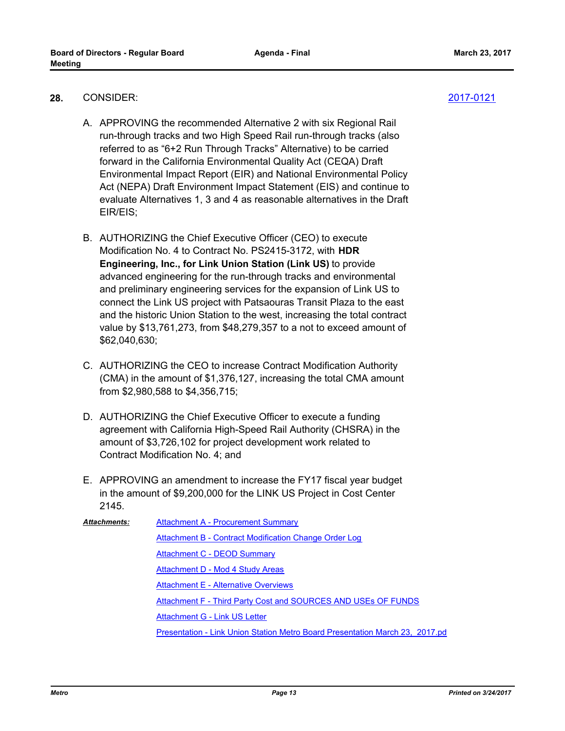**28.** CONSIDER: 2017-0121

A. APPROVING the recommended Alternative 2 with six Regional Rail run-through tracks and two High Speed Rail run-through tracks (also referred to as "6+2 Run Through Tracks" Alternative) to be carried forward in the California Environmental Quality Act (CEQA) Draft Environmental Impact Report (EIR) and National Environmental Policy Act (NEPA) Draft Environment Impact Statement (EIS) and continue to evaluate Alternatives 1, 3 and 4 as reasonable alternatives in the Draft EIR/EIS;

B. AUTHORIZING the Chief Executive Officer (CEO) to execute Modification No. 4 to Contract No. PS2415-3172, with **HDR Engineering, Inc., for Link Union Station (Link US)** to provide advanced engineering for the run-through tracks and environmental and preliminary engineering services for the expansion of Link US to connect the Link US project with Patsaouras Transit Plaza to the east and the historic Union Station to the west, increasing the total contract value by $13,761,273, from $48,279,357 to a not to exceed amount of $62,040,630;

C. AUTHORIZING the CEO to increase Contract Modification Authority (CMA) in the amount of $1,376,127, increasing the total CMA amount from $2,980,588 to $4,356,715;

D. AUTHORIZING the Chief Executive Officer to execute a funding agreement with California High-Speed Rail Authority (CHSRA) in the amount of $3,726,102 for project development work related to Contract Modification No. 4; and

E. APPROVING an amendment to increase the FY17 fiscal year budget in the amount of $9,200,000 for the LINK US Project in Cost Center 2145.

***Attachments:***

- Attachment A - Procurement Summary
- Attachment B - Contract Modification Change Order Log
- Attachment C - DEOD Summary
- Attachment D - Mod 4 Study Areas
- Attachment E - Alternative Overviews
- Attachment F - Third Party Cost and SOURCES AND USEs OF FUNDS
- Attachment G - Link US Letter
- Presentation - Link Union Station Metro Board Presentation March 23, 2017.pd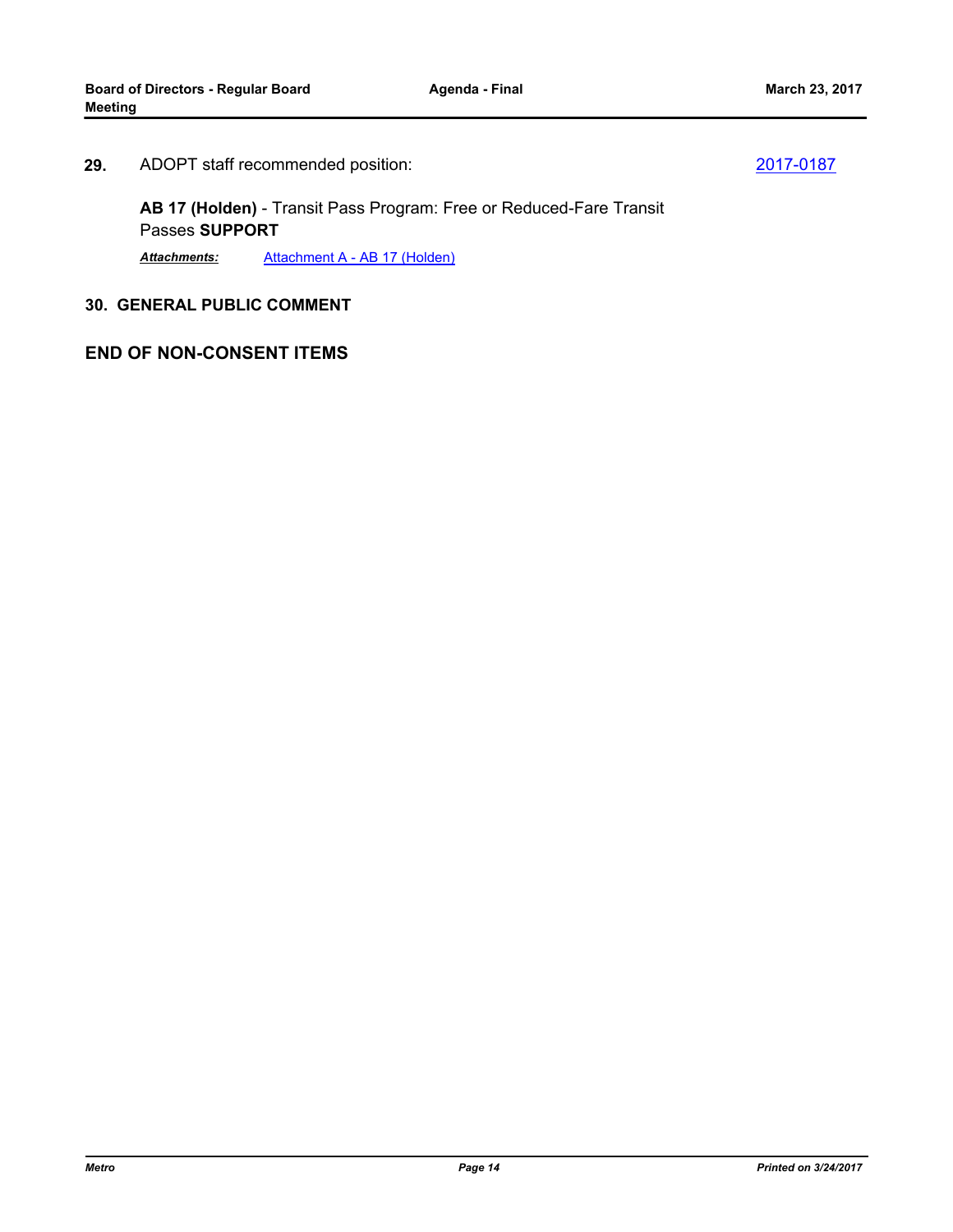**29.** ADOPT staff recommended position: 2017-0187

**AB 17 (Holden)** - Transit Pass Program: Free or Reduced-Fare Transit Passes **SUPPORT**

***Attachments:*** Attachment A - AB 17 (Holden)

**30. GENERAL PUBLIC COMMENT**

**END OF NON-CONSENT ITEMS**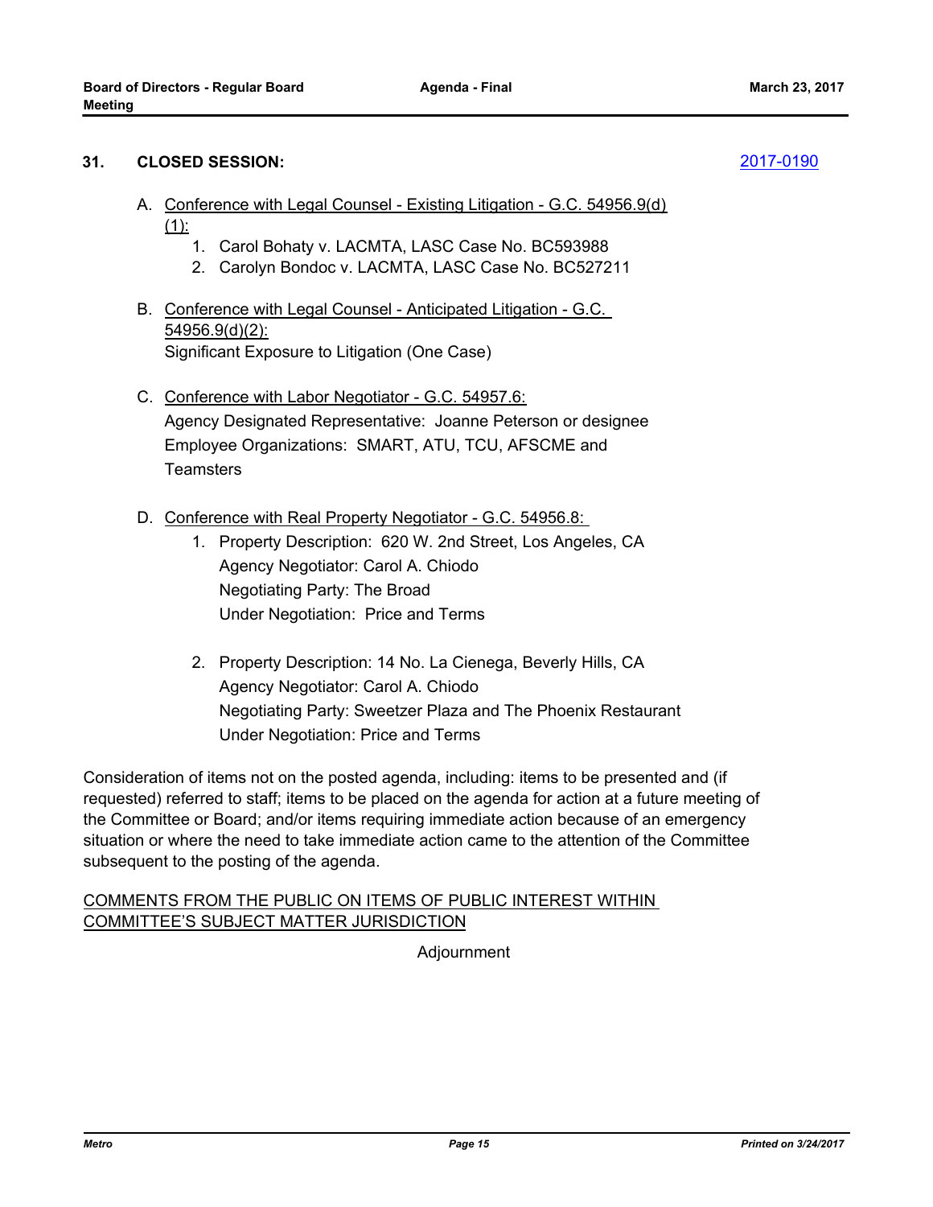**31. CLOSED SESSION:** 2017-0190

A. Conference with Legal Counsel - Existing Litigation - G.C. 54956.9(d)(1):

1. Carol Bohaty v. LACMTA, LASC Case No. BC593988
2. Carolyn Bondoc v. LACMTA, LASC Case No. BC527211

B. Conference with Legal Counsel - Anticipated Litigation - G.C. 54956.9(d)(2):
Significant Exposure to Litigation (One Case)

C. Conference with Labor Negotiator - G.C. 54957.6:
Agency Designated Representative: Joanne Peterson or designee
Employee Organizations: SMART, ATU, TCU, AFSCME and Teamsters

D. Conference with Real Property Negotiator - G.C. 54956.8:

1. Property Description: 620 W. 2nd Street, Los Angeles, CA
   Agency Negotiator: Carol A. Chiodo
   Negotiating Party: The Broad
   Under Negotiation: Price and Terms

2. Property Description: 14 No. La Cienega, Beverly Hills, CA
   Agency Negotiator: Carol A. Chiodo
   Negotiating Party: Sweetzer Plaza and The Phoenix Restaurant
   Under Negotiation: Price and Terms

Consideration of items not on the posted agenda, including: items to be presented and (if requested) referred to staff; items to be placed on the agenda for action at a future meeting of the Committee or Board; and/or items requiring immediate action because of an emergency situation or where the need to take immediate action came to the attention of the Committee subsequent to the posting of the agenda.

COMMENTS FROM THE PUBLIC ON ITEMS OF PUBLIC INTEREST WITHIN COMMITTEE'S SUBJECT MATTER JURISDICTION

Adjournment